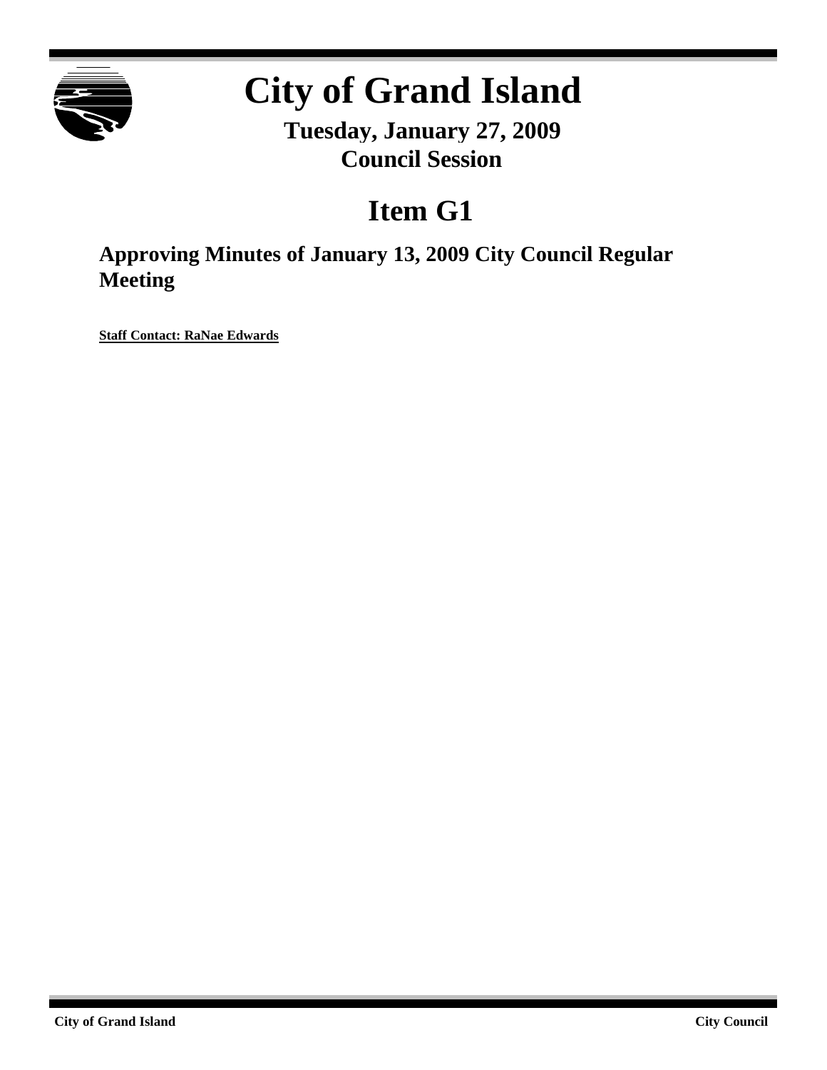# City of Grand Island

**Tuesday, January 27, 2009**
**Council Session**

## Item G1

### Approving Minutes of January 13, 2009 City Council Regular Meeting

**Staff Contact: RaNae Edwards**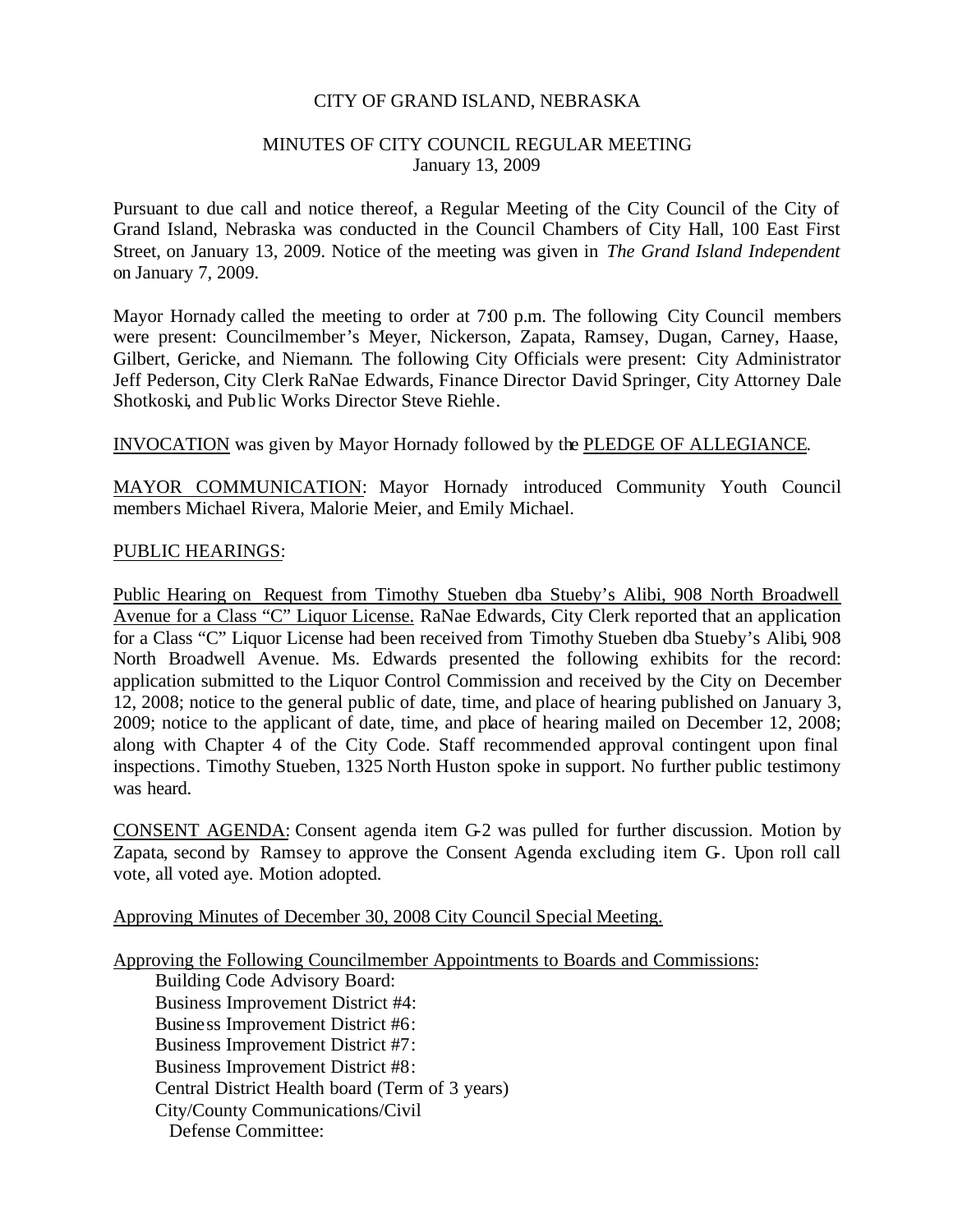CITY OF GRAND ISLAND, NEBRASKA

MINUTES OF CITY COUNCIL REGULAR MEETING
January 13, 2009

Pursuant to due call and notice thereof, a Regular Meeting of the City Council of the City of Grand Island, Nebraska was conducted in the Council Chambers of City Hall, 100 East First Street, on January 13, 2009. Notice of the meeting was given in *The Grand Island Independent* on January 7, 2009.

Mayor Hornady called the meeting to order at 7:00 p.m. The following City Council members were present: Councilmember's Meyer, Nickerson, Zapata, Ramsey, Dugan, Carney, Haase, Gilbert, Gericke, and Niemann. The following City Officials were present: City Administrator Jeff Pederson, City Clerk RaNae Edwards, Finance Director David Springer, City Attorney Dale Shotkoski, and Public Works Director Steve Riehle.

INVOCATION was given by Mayor Hornady followed by the PLEDGE OF ALLEGIANCE.

MAYOR COMMUNICATION: Mayor Hornady introduced Community Youth Council members Michael Rivera, Malorie Meier, and Emily Michael.

PUBLIC HEARINGS:

Public Hearing on Request from Timothy Stueben dba Stueby's Alibi, 908 North Broadwell Avenue for a Class "C" Liquor License. RaNae Edwards, City Clerk reported that an application for a Class "C" Liquor License had been received from Timothy Stueben dba Stueby's Alibi, 908 North Broadwell Avenue. Ms. Edwards presented the following exhibits for the record: application submitted to the Liquor Control Commission and received by the City on December 12, 2008; notice to the general public of date, time, and place of hearing published on January 3, 2009; notice to the applicant of date, time, and place of hearing mailed on December 12, 2008; along with Chapter 4 of the City Code. Staff recommended approval contingent upon final inspections. Timothy Stueben, 1325 North Huston spoke in support. No further public testimony was heard.

CONSENT AGENDA: Consent agenda item G-2 was pulled for further discussion. Motion by Zapata, second by Ramsey to approve the Consent Agenda excluding item G-. Upon roll call vote, all voted aye. Motion adopted.

Approving Minutes of December 30, 2008 City Council Special Meeting.

Approving the Following Councilmember Appointments to Boards and Commissions:

Building Code Advisory Board:
Business Improvement District #4:
Business Improvement District #6:
Business Improvement District #7:
Business Improvement District #8:
Central District Health board (Term of 3 years)
City/County Communications/Civil
Defense Committee: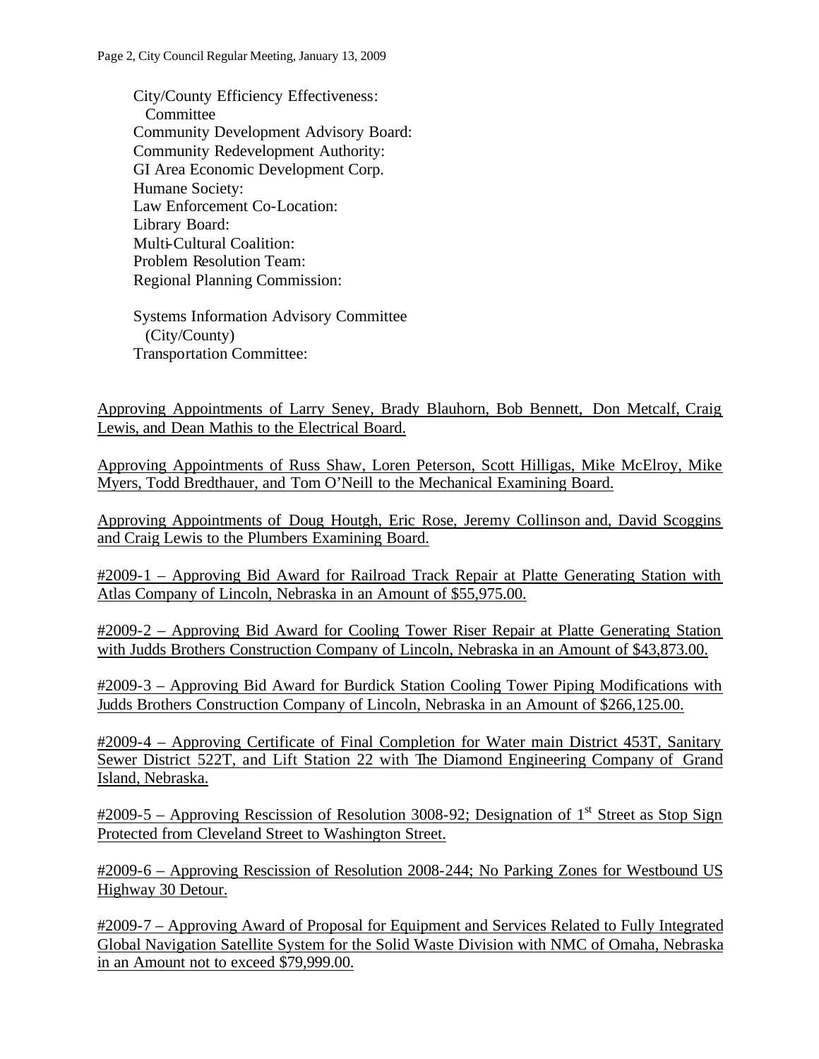City/County Efficiency Effectiveness:
  Committee
Community Development Advisory Board:
Community Redevelopment Authority:
GI Area Economic Development Corp.
Humane Society:
Law Enforcement Co-Location:
Library Board:
Multi-Cultural Coalition:
Problem Resolution Team:
Regional Planning Commission:

Systems Information Advisory Committee
  (City/County)
Transportation Committee:

Approving Appointments of Larry Seney, Brady Blauhorn, Bob Bennett, Don Metcalf, Craig Lewis, and Dean Mathis to the Electrical Board.

Approving Appointments of Russ Shaw, Loren Peterson, Scott Hilligas, Mike McElroy, Mike Myers, Todd Bredthauer, and Tom O'Neill to the Mechanical Examining Board.

Approving Appointments of Doug Houtgh, Eric Rose, Jeremy Collinson and, David Scoggins and Craig Lewis to the Plumbers Examining Board.

#2009-1 – Approving Bid Award for Railroad Track Repair at Platte Generating Station with Atlas Company of Lincoln, Nebraska in an Amount of $55,975.00.

#2009-2 – Approving Bid Award for Cooling Tower Riser Repair at Platte Generating Station with Judds Brothers Construction Company of Lincoln, Nebraska in an Amount of $43,873.00.

#2009-3 – Approving Bid Award for Burdick Station Cooling Tower Piping Modifications with Judds Brothers Construction Company of Lincoln, Nebraska in an Amount of $266,125.00.

#2009-4 – Approving Certificate of Final Completion for Water main District 453T, Sanitary Sewer District 522T, and Lift Station 22 with The Diamond Engineering Company of Grand Island, Nebraska.

#2009-5 – Approving Rescission of Resolution 3008-92; Designation of 1st Street as Stop Sign Protected from Cleveland Street to Washington Street.

#2009-6 – Approving Rescission of Resolution 2008-244; No Parking Zones for Westbound US Highway 30 Detour.

#2009-7 – Approving Award of Proposal for Equipment and Services Related to Fully Integrated Global Navigation Satellite System for the Solid Waste Division with NMC of Omaha, Nebraska in an Amount not to exceed $79,999.00.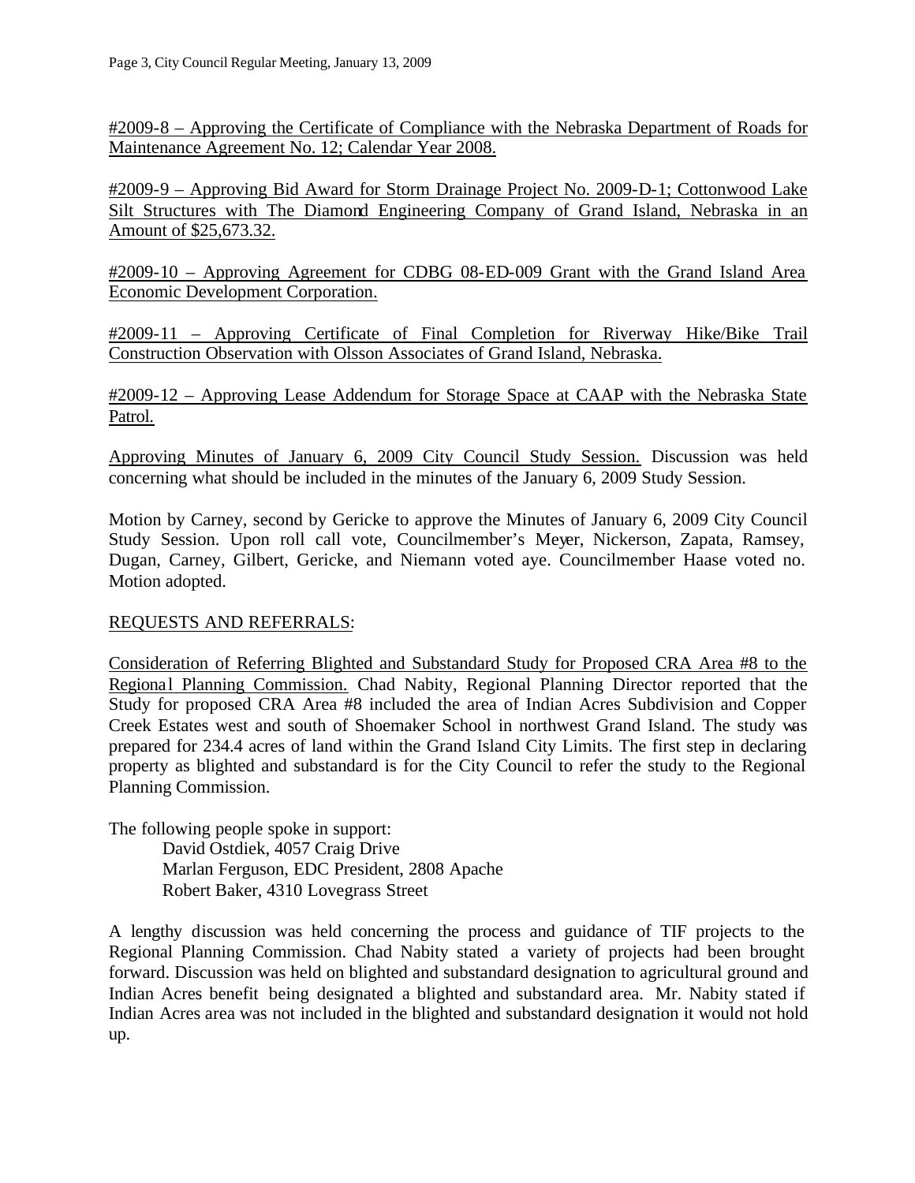<u>#2009-8 – Approving the Certificate of Compliance with the Nebraska Department of Roads for Maintenance Agreement No. 12; Calendar Year 2008.</u>

<u>#2009-9 – Approving Bid Award for Storm Drainage Project No. 2009-D-1; Cottonwood Lake Silt Structures with The Diamond Engineering Company of Grand Island, Nebraska in an Amount of $25,673.32.</u>

<u>#2009-10 – Approving Agreement for CDBG 08-ED-009 Grant with the Grand Island Area Economic Development Corporation.</u>

<u>#2009-11 – Approving Certificate of Final Completion for Riverway Hike/Bike Trail Construction Observation with Olsson Associates of Grand Island, Nebraska.</u>

<u>#2009-12 – Approving Lease Addendum for Storage Space at CAAP with the Nebraska State Patrol.</u>

<u>Approving Minutes of January 6, 2009 City Council Study Session.</u> Discussion was held concerning what should be included in the minutes of the January 6, 2009 Study Session.

Motion by Carney, second by Gericke to approve the Minutes of January 6, 2009 City Council Study Session. Upon roll call vote, Councilmember's Meyer, Nickerson, Zapata, Ramsey, Dugan, Carney, Gilbert, Gericke, and Niemann voted aye. Councilmember Haase voted no. Motion adopted.

<u>REQUESTS AND REFERRALS:</u>

<u>Consideration of Referring Blighted and Substandard Study for Proposed CRA Area #8 to the Regional Planning Commission.</u> Chad Nabity, Regional Planning Director reported that the Study for proposed CRA Area #8 included the area of Indian Acres Subdivision and Copper Creek Estates west and south of Shoemaker School in northwest Grand Island. The study was prepared for 234.4 acres of land within the Grand Island City Limits. The first step in declaring property as blighted and substandard is for the City Council to refer the study to the Regional Planning Commission.

The following people spoke in support:

David Ostdiek, 4057 Craig Drive
Marlan Ferguson, EDC President, 2808 Apache
Robert Baker, 4310 Lovegrass Street

A lengthy discussion was held concerning the process and guidance of TIF projects to the Regional Planning Commission. Chad Nabity stated a variety of projects had been brought forward. Discussion was held on blighted and substandard designation to agricultural ground and Indian Acres benefit being designated a blighted and substandard area. Mr. Nabity stated if Indian Acres area was not included in the blighted and substandard designation it would not hold up.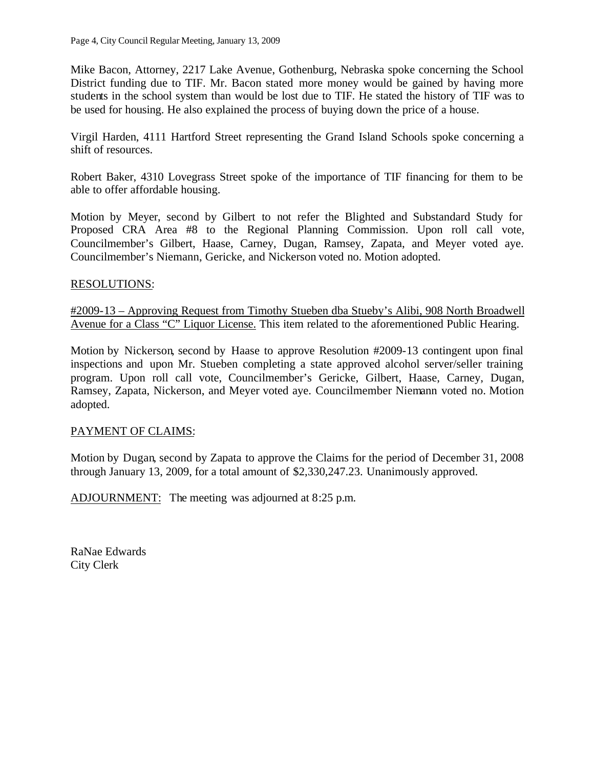Mike Bacon, Attorney, 2217 Lake Avenue, Gothenburg, Nebraska spoke concerning the School District funding due to TIF. Mr. Bacon stated more money would be gained by having more students in the school system than would be lost due to TIF. He stated the history of TIF was to be used for housing. He also explained the process of buying down the price of a house.

Virgil Harden, 4111 Hartford Street representing the Grand Island Schools spoke concerning a shift of resources.

Robert Baker, 4310 Lovegrass Street spoke of the importance of TIF financing for them to be able to offer affordable housing.

Motion by Meyer, second by Gilbert to not refer the Blighted and Substandard Study for Proposed CRA Area #8 to the Regional Planning Commission. Upon roll call vote, Councilmember's Gilbert, Haase, Carney, Dugan, Ramsey, Zapata, and Meyer voted aye. Councilmember's Niemann, Gericke, and Nickerson voted no. Motion adopted.

RESOLUTIONS:

#2009-13 – Approving Request from Timothy Stueben dba Stueby's Alibi, 908 North Broadwell Avenue for a Class "C" Liquor License. This item related to the aforementioned Public Hearing.

Motion by Nickerson, second by Haase to approve Resolution #2009-13 contingent upon final inspections and upon Mr. Stueben completing a state approved alcohol server/seller training program. Upon roll call vote, Councilmember's Gericke, Gilbert, Haase, Carney, Dugan, Ramsey, Zapata, Nickerson, and Meyer voted aye. Councilmember Niemann voted no. Motion adopted.

PAYMENT OF CLAIMS:

Motion by Dugan, second by Zapata to approve the Claims for the period of December 31, 2008 through January 13, 2009, for a total amount of $2,330,247.23. Unanimously approved.

ADJOURNMENT: The meeting was adjourned at 8:25 p.m.

RaNae Edwards
City Clerk